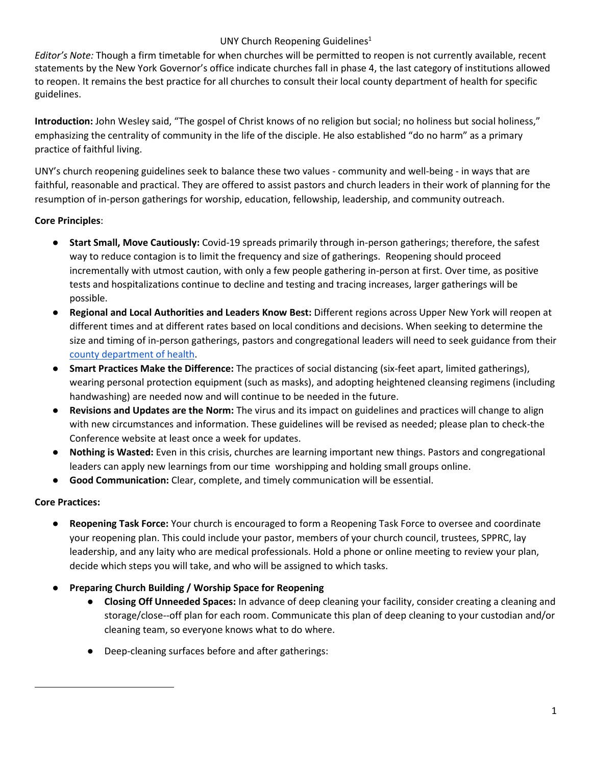# UNY Church Reopening Guidelines[1]

*Editor's Note:* Though a firm timetable for when churches will be permitted to reopen is not currently available, recent statements by the New York Governor's office indicate churches fall in phase 4, the last category of institutions allowed to reopen. It remains the best practice for all churches to consult their local county department of health for specific guidelines.

**Introduction:** John Wesley said, "The gospel of Christ knows of no religion but social; no holiness but social holiness," emphasizing the centrality of community in the life of the disciple. He also established "do no harm" as a primary practice of faithful living.

UNY's church reopening guidelines seek to balance these two values - community and well-being - in ways that are faithful, reasonable and practical. They are offered to assist pastors and church leaders in their work of planning for the resumption of in-person gatherings for worship, education, fellowship, leadership, and community outreach.

**Core Principles**:

- **Start Small, Move Cautiously:** Covid-19 spreads primarily through in-person gatherings; therefore, the safest way to reduce contagion is to limit the frequency and size of gatherings. Reopening should proceed incrementally with utmost caution, with only a few people gathering in-person at first. Over time, as positive tests and hospitalizations continue to decline and testing and tracing increases, larger gatherings will be possible.
- **Regional and Local Authorities and Leaders Know Best:** Different regions across Upper New York will reopen at different times and at different rates based on local conditions and decisions. When seeking to determine the size and timing of in-person gatherings, pastors and congregational leaders will need to seek guidance from their county department of health.
- **Smart Practices Make the Difference:** The practices of social distancing (six-feet apart, limited gatherings), wearing personal protection equipment (such as masks), and adopting heightened cleansing regimens (including handwashing) are needed now and will continue to be needed in the future.
- **Revisions and Updates are the Norm:** The virus and its impact on guidelines and practices will change to align with new circumstances and information. These guidelines will be revised as needed; please plan to check-the Conference website at least once a week for updates.
- **Nothing is Wasted:** Even in this crisis, churches are learning important new things. Pastors and congregational leaders can apply new learnings from our time worshipping and holding small groups online.
- **Good Communication:** Clear, complete, and timely communication will be essential.

**Core Practices:**

- **Reopening Task Force:** Your church is encouraged to form a Reopening Task Force to oversee and coordinate your reopening plan. This could include your pastor, members of your church council, trustees, SPPRC, lay leadership, and any laity who are medical professionals. Hold a phone or online meeting to review your plan, decide which steps you will take, and who will be assigned to which tasks.
- **Preparing Church Building / Worship Space for Reopening**
  - **Closing Off Unneeded Spaces:** In advance of deep cleaning your facility, consider creating a cleaning and storage/close--off plan for each room. Communicate this plan of deep cleaning to your custodian and/or cleaning team, so everyone knows what to do where.
  - Deep-cleaning surfaces before and after gatherings: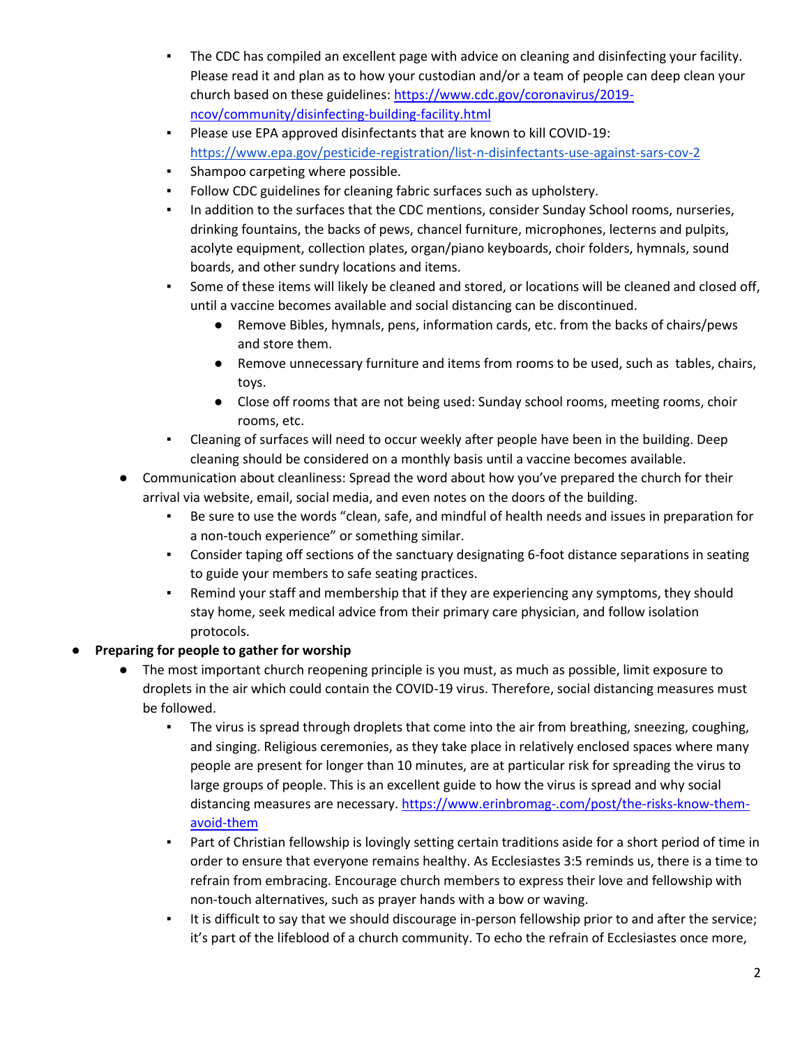- The CDC has compiled an excellent page with advice on cleaning and disinfecting your facility. Please read it and plan as to how your custodian and/or a team of people can deep clean your church based on these guidelines: [https://www.cdc.gov/coronavirus/2019-ncov/community/disinfecting-building-facility.html](https://www.cdc.gov/coronavirus/2019-ncov/community/disinfecting-building-facility.html)
        - Please use EPA approved disinfectants that are known to kill COVID-19: [https://www.epa.gov/pesticide-registration/list-n-disinfectants-use-against-sars-cov-2](https://www.epa.gov/pesticide-registration/list-n-disinfectants-use-against-sars-cov-2)
        - Shampoo carpeting where possible.
        - Follow CDC guidelines for cleaning fabric surfaces such as upholstery.
        - In addition to the surfaces that the CDC mentions, consider Sunday School rooms, nurseries, drinking fountains, the backs of pews, chancel furniture, microphones, lecterns and pulpits, acolyte equipment, collection plates, organ/piano keyboards, choir folders, hymnals, sound boards, and other sundry locations and items.
        - Some of these items will likely be cleaned and stored, or locations will be cleaned and closed off, until a vaccine becomes available and social distancing can be discontinued.
            - Remove Bibles, hymnals, pens, information cards, etc. from the backs of chairs/pews and store them.
            - Remove unnecessary furniture and items from rooms to be used, such as tables, chairs, toys.
            - Close off rooms that are not being used: Sunday school rooms, meeting rooms, choir rooms, etc.
        - Cleaning of surfaces will need to occur weekly after people have been in the building. Deep cleaning should be considered on a monthly basis until a vaccine becomes available.
    - Communication about cleanliness: Spread the word about how you've prepared the church for their arrival via website, email, social media, and even notes on the doors of the building.
        - Be sure to use the words "clean, safe, and mindful of health needs and issues in preparation for a non-touch experience" or something similar.
        - Consider taping off sections of the sanctuary designating 6-foot distance separations in seating to guide your members to safe seating practices.
        - Remind your staff and membership that if they are experiencing any symptoms, they should stay home, seek medical advice from their primary care physician, and follow isolation protocols.
- **Preparing for people to gather for worship**
    - The most important church reopening principle is you must, as much as possible, limit exposure to droplets in the air which could contain the COVID-19 virus. Therefore, social distancing measures must be followed.
        - The virus is spread through droplets that come into the air from breathing, sneezing, coughing, and singing. Religious ceremonies, as they take place in relatively enclosed spaces where many people are present for longer than 10 minutes, are at particular risk for spreading the virus to large groups of people. This is an excellent guide to how the virus is spread and why social distancing measures are necessary. [https://www.erinbromag-.com/post/the-risks-know-them-avoid-them](https://www.erinbromag-.com/post/the-risks-know-them-avoid-them)
        - Part of Christian fellowship is lovingly setting certain traditions aside for a short period of time in order to ensure that everyone remains healthy. As Ecclesiastes 3:5 reminds us, there is a time to refrain from embracing. Encourage church members to express their love and fellowship with non-touch alternatives, such as prayer hands with a bow or waving.
        - It is difficult to say that we should discourage in-person fellowship prior to and after the service; it's part of the lifeblood of a church community. To echo the refrain of Ecclesiastes once more,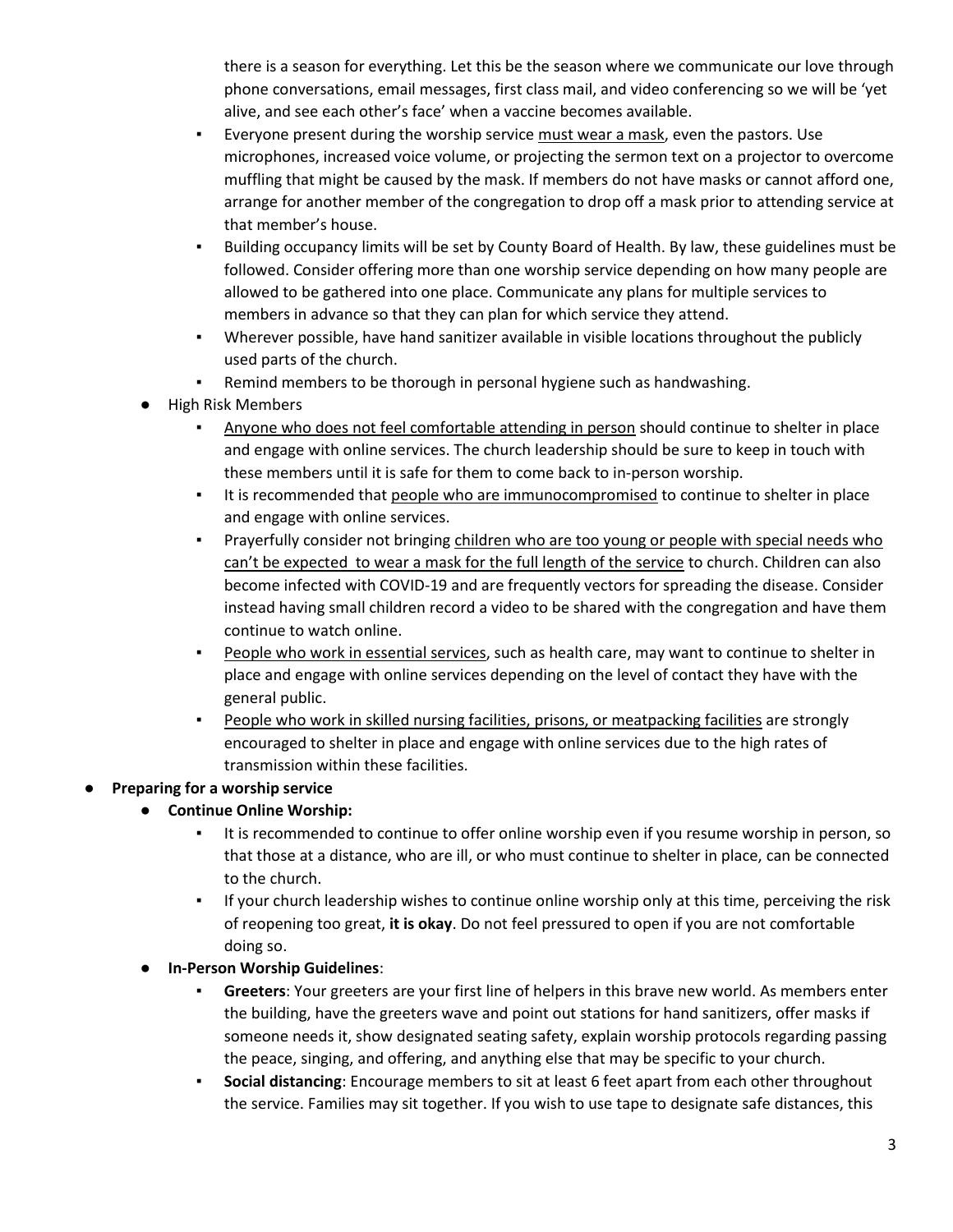there is a season for everything. Let this be the season where we communicate our love through phone conversations, email messages, first class mail, and video conferencing so we will be 'yet alive, and see each other's face' when a vaccine becomes available.

    - Everyone present during the worship service <u>must wear a mask</u>, even the pastors. Use microphones, increased voice volume, or projecting the sermon text on a projector to overcome muffling that might be caused by the mask. If members do not have masks or cannot afford one, arrange for another member of the congregation to drop off a mask prior to attending service at that member's house.
    - Building occupancy limits will be set by County Board of Health. By law, these guidelines must be followed. Consider offering more than one worship service depending on how many people are allowed to be gathered into one place. Communicate any plans for multiple services to members in advance so that they can plan for which service they attend.
    - Wherever possible, have hand sanitizer available in visible locations throughout the publicly used parts of the church.
    - Remind members to be thorough in personal hygiene such as handwashing.
- High Risk Members
    - <u>Anyone who does not feel comfortable attending in person</u> should continue to shelter in place and engage with online services. The church leadership should be sure to keep in touch with these members until it is safe for them to come back to in-person worship.
    - It is recommended that <u>people who are immunocompromised</u> to continue to shelter in place and engage with online services.
    - Prayerfully consider not bringing <u>children who are too young or people with special needs who can't be expected to wear a mask for the full length of the service</u> to church. Children can also become infected with COVID-19 and are frequently vectors for spreading the disease. Consider instead having small children record a video to be shared with the congregation and have them continue to watch online.
    - <u>People who work in essential services</u>, such as health care, may want to continue to shelter in place and engage with online services depending on the level of contact they have with the general public.
    - <u>People who work in skilled nursing facilities, prisons, or meatpacking facilities</u> are strongly encouraged to shelter in place and engage with online services due to the high rates of transmission within these facilities.

- **Preparing for a worship service**
    - **Continue Online Worship:**
        - It is recommended to continue to offer online worship even if you resume worship in person, so that those at a distance, who are ill, or who must continue to shelter in place, can be connected to the church.
        - If your church leadership wishes to continue online worship only at this time, perceiving the risk of reopening too great, **it is okay**. Do not feel pressured to open if you are not comfortable doing so.
    - **In-Person Worship Guidelines**:
        - **Greeters**: Your greeters are your first line of helpers in this brave new world. As members enter the building, have the greeters wave and point out stations for hand sanitizers, offer masks if someone needs it, show designated seating safety, explain worship protocols regarding passing the peace, singing, and offering, and anything else that may be specific to your church.
        - **Social distancing**: Encourage members to sit at least 6 feet apart from each other throughout the service. Families may sit together. If you wish to use tape to designate safe distances, this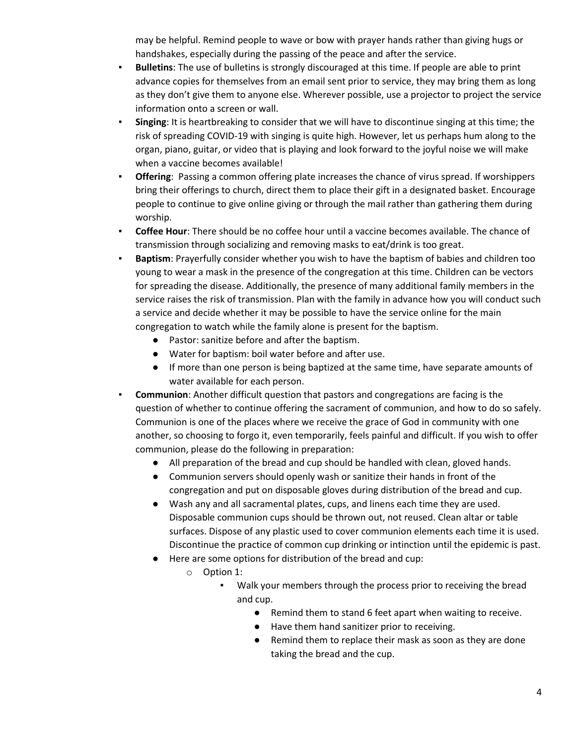may be helpful. Remind people to wave or bow with prayer hands rather than giving hugs or handshakes, especially during the passing of the peace and after the service.

- **Bulletins**: The use of bulletins is strongly discouraged at this time. If people are able to print advance copies for themselves from an email sent prior to service, they may bring them as long as they don't give them to anyone else. Wherever possible, use a projector to project the service information onto a screen or wall.
- **Singing**: It is heartbreaking to consider that we will have to discontinue singing at this time; the risk of spreading COVID-19 with singing is quite high. However, let us perhaps hum along to the organ, piano, guitar, or video that is playing and look forward to the joyful noise we will make when a vaccine becomes available!
- **Offering**: Passing a common offering plate increases the chance of virus spread. If worshippers bring their offerings to church, direct them to place their gift in a designated basket. Encourage people to continue to give online giving or through the mail rather than gathering them during worship.
- **Coffee Hour**: There should be no coffee hour until a vaccine becomes available. The chance of transmission through socializing and removing masks to eat/drink is too great.
- **Baptism**: Prayerfully consider whether you wish to have the baptism of babies and children too young to wear a mask in the presence of the congregation at this time. Children can be vectors for spreading the disease. Additionally, the presence of many additional family members in the service raises the risk of transmission. Plan with the family in advance how you will conduct such a service and decide whether it may be possible to have the service online for the main congregation to watch while the family alone is present for the baptism.
    - Pastor: sanitize before and after the baptism.
    - Water for baptism: boil water before and after use.
    - If more than one person is being baptized at the same time, have separate amounts of water available for each person.
- **Communion**: Another difficult question that pastors and congregations are facing is the question of whether to continue offering the sacrament of communion, and how to do so safely. Communion is one of the places where we receive the grace of God in community with one another, so choosing to forgo it, even temporarily, feels painful and difficult. If you wish to offer communion, please do the following in preparation:
    - All preparation of the bread and cup should be handled with clean, gloved hands.
    - Communion servers should openly wash or sanitize their hands in front of the congregation and put on disposable gloves during distribution of the bread and cup.
    - Wash any and all sacramental plates, cups, and linens each time they are used. Disposable communion cups should be thrown out, not reused. Clean altar or table surfaces. Dispose of any plastic used to cover communion elements each time it is used. Discontinue the practice of common cup drinking or intinction until the epidemic is past.
    - Here are some options for distribution of the bread and cup:
        - Option 1:
            - Walk your members through the process prior to receiving the bread and cup.
                - Remind them to stand 6 feet apart when waiting to receive.
                - Have them hand sanitizer prior to receiving.
                - Remind them to replace their mask as soon as they are done taking the bread and the cup.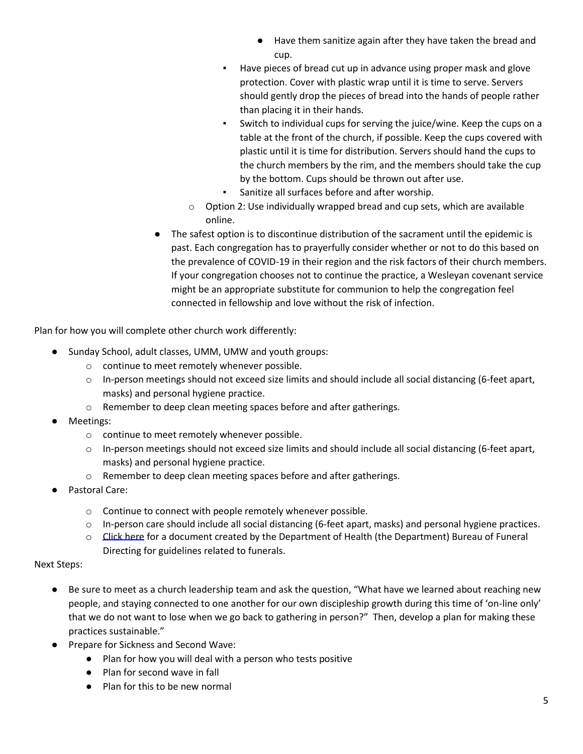- Have them sanitize again after they have taken the bread and cup.
        - Have pieces of bread cut up in advance using proper mask and glove protection. Cover with plastic wrap until it is time to serve. Servers should gently drop the pieces of bread into the hands of people rather than placing it in their hands.
        - Switch to individual cups for serving the juice/wine. Keep the cups on a table at the front of the church, if possible. Keep the cups covered with plastic until it is time for distribution. Servers should hand the cups to the church members by the rim, and the members should take the cup by the bottom. Cups should be thrown out after use.
        - Sanitize all surfaces before and after worship.
    - Option 2: Use individually wrapped bread and cup sets, which are available online.
- The safest option is to discontinue distribution of the sacrament until the epidemic is past. Each congregation has to prayerfully consider whether or not to do this based on the prevalence of COVID-19 in their region and the risk factors of their church members. If your congregation chooses not to continue the practice, a Wesleyan covenant service might be an appropriate substitute for communion to help the congregation feel connected in fellowship and love without the risk of infection.

Plan for how you will complete other church work differently:

- Sunday School, adult classes, UMM, UMW and youth groups:
    - continue to meet remotely whenever possible.
    - In-person meetings should not exceed size limits and should include all social distancing (6-feet apart, masks) and personal hygiene practice.
    - Remember to deep clean meeting spaces before and after gatherings.
- Meetings:
    - continue to meet remotely whenever possible.
    - In-person meetings should not exceed size limits and should include all social distancing (6-feet apart, masks) and personal hygiene practice.
    - Remember to deep clean meeting spaces before and after gatherings.
- Pastoral Care:
    - Continue to connect with people remotely whenever possible.
    - In-person care should include all social distancing (6-feet apart, masks) and personal hygiene practices.
    - Click here for a document created by the Department of Health (the Department) Bureau of Funeral Directing for guidelines related to funerals.

Next Steps:

- Be sure to meet as a church leadership team and ask the question, "What have we learned about reaching new people, and staying connected to one another for our own discipleship growth during this time of 'on-line only' that we do not want to lose when we go back to gathering in person?" Then, develop a plan for making these practices sustainable."
- Prepare for Sickness and Second Wave:
    - Plan for how you will deal with a person who tests positive
    - Plan for second wave in fall
    - Plan for this to be new normal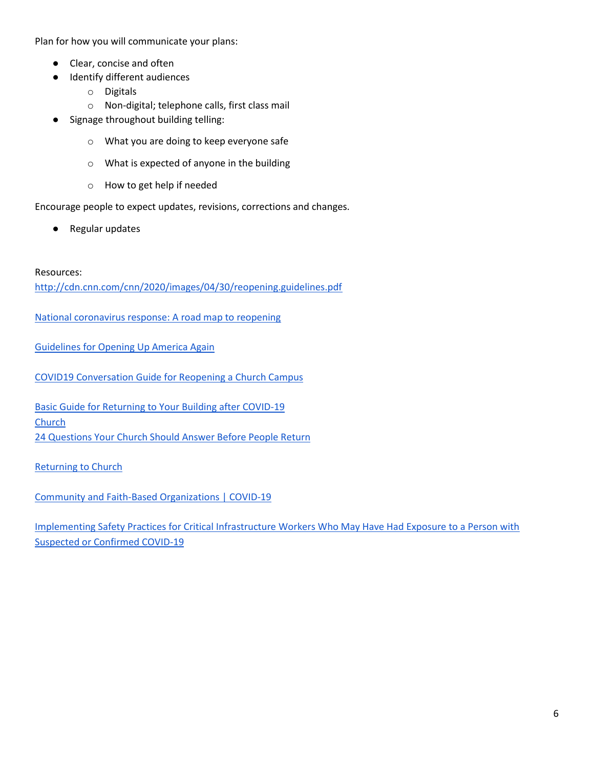Plan for how you will communicate your plans:

- Clear, concise and often
- Identify different audiences
  - Digitals
  - Non-digital; telephone calls, first class mail
- Signage throughout building telling:
  - What you are doing to keep everyone safe
  - What is expected of anyone in the building
  - How to get help if needed

Encourage people to expect updates, revisions, corrections and changes.

- Regular updates

Resources:

http://cdn.cnn.com/cnn/2020/images/04/30/reopening.guidelines.pdf

National coronavirus response: A road map to reopening

Guidelines for Opening Up America Again

COVID19 Conversation Guide for Reopening a Church Campus

Basic Guide for Returning to Your Building after COVID-19
Church
24 Questions Your Church Should Answer Before People Return

Returning to Church

Community and Faith-Based Organizations | COVID-19

Implementing Safety Practices for Critical Infrastructure Workers Who May Have Had Exposure to a Person with Suspected or Confirmed COVID-19